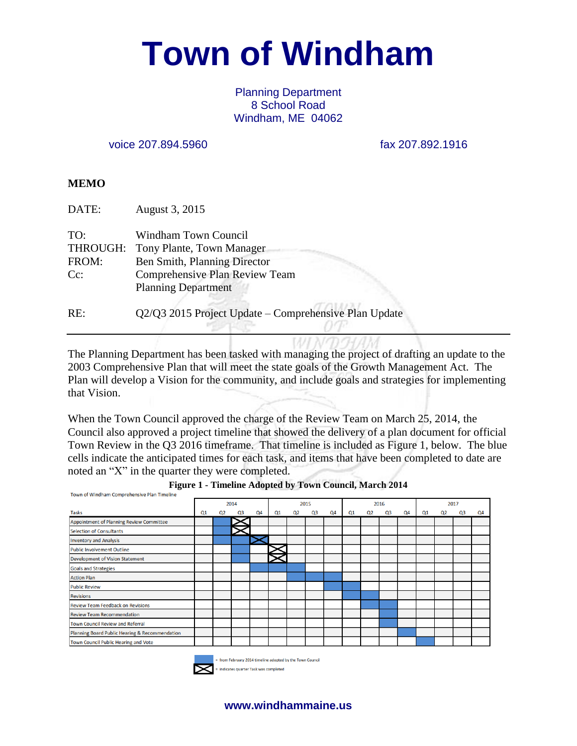# Town of Windham

Planning Department
8 School Road
Windham, ME 04062

voice 207.894.5960 fax 207.892.1916

**MEMO**

DATE: August 3, 2015

TO: Windham Town Council
THROUGH: Tony Plante, Town Manager
FROM: Ben Smith, Planning Director
Cc: Comprehensive Plan Review Team
Planning Department

RE: Q2/Q3 2015 Project Update – Comprehensive Plan Update

---

The Planning Department has been tasked with managing the project of drafting an update to the 2003 Comprehensive Plan that will meet the state goals of the Growth Management Act. The Plan will develop a Vision for the community, and include goals and strategies for implementing that Vision.

When the Town Council approved the charge of the Review Team on March 25, 2014, the Council also approved a project timeline that showed the delivery of a plan document for official Town Review in the Q3 2016 timeframe. That timeline is included as Figure 1, below. The blue cells indicate the anticipated times for each task, and items that have been completed to date are noted an "X" in the quarter they were completed.

**Figure 1 - Timeline Adopted by Town Council, March 2014**

Town of Windham Comprehensive Plan Timeline

| | 2014 | | | | 2015 | | | | 2016 | | | | 2017 | | | |
|---|---|---|---|---|---|---|---|---|---|---|---|---|---|---|---|---|
| Tasks | Q1 | Q2 | Q3 | Q4 | Q1 | Q2 | Q3 | Q4 | Q1 | Q2 | Q3 | Q4 | Q1 | Q2 | Q3 | Q4 |
| Appointment of Planning Review Committee | | ■ | X | | | | | | | | | | | | | |
| Selection of Consultants | | ■ | X | | | | | | | | | | | | | |
| Inventory and Analysis | | ■ | ■ | X | | | | | | | | | | | | |
| Public Involvement Outline | | | ■ | | X | | | | | | | | | | | |
| Development of Vision Statement | | | ■ | | X | | | | | | | | | | | |
| Goals and Strategies | | | | ■ | ■ | ■ | | | | | | | | | | |
| Action Plan | | | | | | ■ | ■ | ■ | | | | | | | | |
| Public Review | | | | | | | | ■ | ■ | | | | | | | |
| Revisions | | | | | | | | | ■ | ■ | | | | | | |
| Review Team Feedback on Revisions | | | | | | | | | | ■ | ■ | | | | | |
| Review Team Recommendation | | | | | | | | | | | ■ | | | | | |
| Town Council Review and Referral | | | | | | | | | | | ■ | | | | | |
| Planning Board Public Hearing & Recommendation | | | | | | | | | | | | ■ | | | | |
| Town Council Public Hearing and Vote | | | | | | | | | | | | | ■ | | | |

■ (blue) = from February 2014 timeline adopted by the Town Council
X = indicates quarter Task was completed

www.windhammaine.us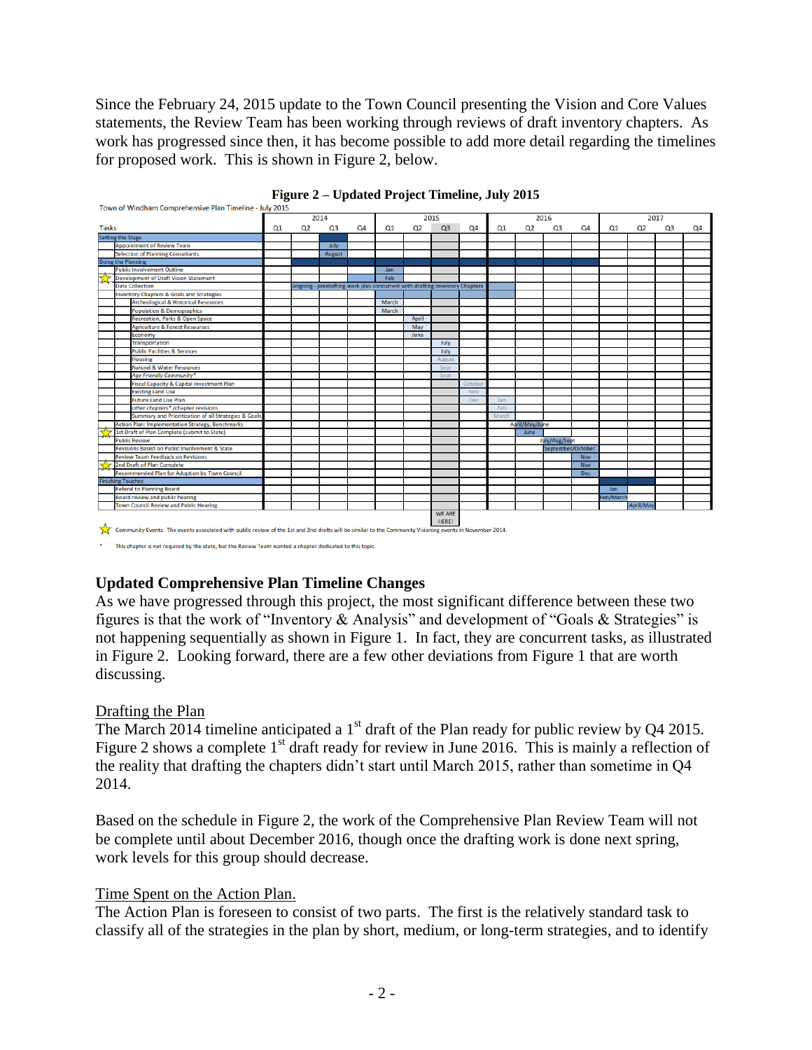Since the February 24, 2015 update to the Town Council presenting the Vision and Core Values statements, the Review Team has been working through reviews of draft inventory chapters. As work has progressed since then, it has become possible to add more detail regarding the timelines for proposed work. This is shown in Figure 2, below.

**Figure 2 – Updated Project Timeline, July 2015**

Town of Windham Comprehensive Plan Timeline - July 2015

| Tasks | 2014 Q1 | 2014 Q2 | 2014 Q3 | 2014 Q4 | 2015 Q1 | 2015 Q2 | 2015 Q3 | 2015 Q4 | 2016 Q1 | 2016 Q2 | 2016 Q3 | 2016 Q4 | 2017 Q1 | 2017 Q2 | 2017 Q3 | 2017 Q4 |
|---|---|---|---|---|---|---|---|---|---|---|---|---|---|---|---|---|
| **Setting the Stage** | | | | | | | | | | | | | | | | |
| Appointment of Review Team | | | July | | | | | | | | | | | | | |
| Selection of Planning Consultants | | | August | | | | | | | | | | | | | |
| **Doing the Planning** | | | | | | | | | | | | | | | | |
| Public Involvement Outline | | | | | Jan | | | | | | | | | | | |
| ☆ Development of Draft Vision Statement | | | | | Feb | | | | | | | | | | | |
| Data Collection | | ongoing - predrafting work plus concurrent with drafting inventory Chapters | | | | | | | | | | | | | | |
| Inventory Chapters & Goals and Strategies | | | | | | | | | | | | | | | | |
| Archeological & Historical Resources | | | | | March | | | | | | | | | | | |
| Population & Demographics | | | | | March | | | | | | | | | | | |
| Recreation, Parks & Open Space | | | | | | April | | | | | | | | | | |
| Agriculture & Forest Resources | | | | | | May | | | | | | | | | | |
| Economy | | | | | | June | | | | | | | | | | |
| Transportation | | | | | | | July | | | | | | | | | |
| Public Facilities & Services | | | | | | | July | | | | | | | | | |
| Housing | | | | | | | August | | | | | | | | | |
| Natural & Water Resources | | | | | | | Sept | | | | | | | | | |
| *Age Friendly Community** | | | | | | | Sept | | | | | | | | | |
| Fiscal Capacity & Capital Investment Plan | | | | | | | | October | | | | | | | | |
| Existing Land Use | | | | | | | | Nov | | | | | | | | |
| Future Land Use Plan | | | | | | | | Dec | Jan | | | | | | | |
| *other chapters** /chapter revisions | | | | | | | | | Feb | | | | | | | |
| Summary and Prioritization of all Strategies & Goals | | | | | | | | | March | | | | | | | |
| Action Plan: Implementation Strategy, Benchmarks | | | | | | | | | | April/May/June | | | | | | |
| ☆ 1st Draft of Plan Complete (submit to State) | | | | | | | | | | June | | | | | | |
| Public Review | | | | | | | | | | | July/Aug/Sept | | | | | |
| Revisions Based on Public Involvement & State | | | | | | | | | | | September/October | | | | | |
| Review Team Feedback on Revisions | | | | | | | | | | | | Nov | | | | |
| ☆ 2nd Draft of Plan Complete | | | | | | | | | | | | Nov | | | | |
| Recommended Plan for Adoption by Town Council | | | | | | | | | | | | Dec | | | | |
| **Finishing Touches** | | | | | | | | | | | | | | | | |
| Referral to Planning Board | | | | | | | | | | | | | Jan | | | |
| Board review and public hearing | | | | | | | | | | | | | Feb/March | | | |
| Town Council Review and Public Hearing | | | | | | | | | | | | | | April/May | | |
| | | | | | | | WE ARE HERE! | | | | | | | | | |

☆ Community Events. The events associated with public review of the 1st and 2nd drafts will be similar to the Community Visioning events in November 2014.

\* This chapter is not required by the state, but the Review Team wanted a chapter dedicated to this topic.

## Updated Comprehensive Plan Timeline Changes

As we have progressed through this project, the most significant difference between these two figures is that the work of "Inventory & Analysis" and development of "Goals & Strategies" is not happening sequentially as shown in Figure 1. In fact, they are concurrent tasks, as illustrated in Figure 2. Looking forward, there are a few other deviations from Figure 1 that are worth discussing.

### Drafting the Plan

The March 2014 timeline anticipated a 1st draft of the Plan ready for public review by Q4 2015. Figure 2 shows a complete 1st draft ready for review in June 2016. This is mainly a reflection of the reality that drafting the chapters didn't start until March 2015, rather than sometime in Q4 2014.

Based on the schedule in Figure 2, the work of the Comprehensive Plan Review Team will not be complete until about December 2016, though once the drafting work is done next spring, work levels for this group should decrease.

### Time Spent on the Action Plan.

The Action Plan is foreseen to consist of two parts. The first is the relatively standard task to classify all of the strategies in the plan by short, medium, or long-term strategies, and to identify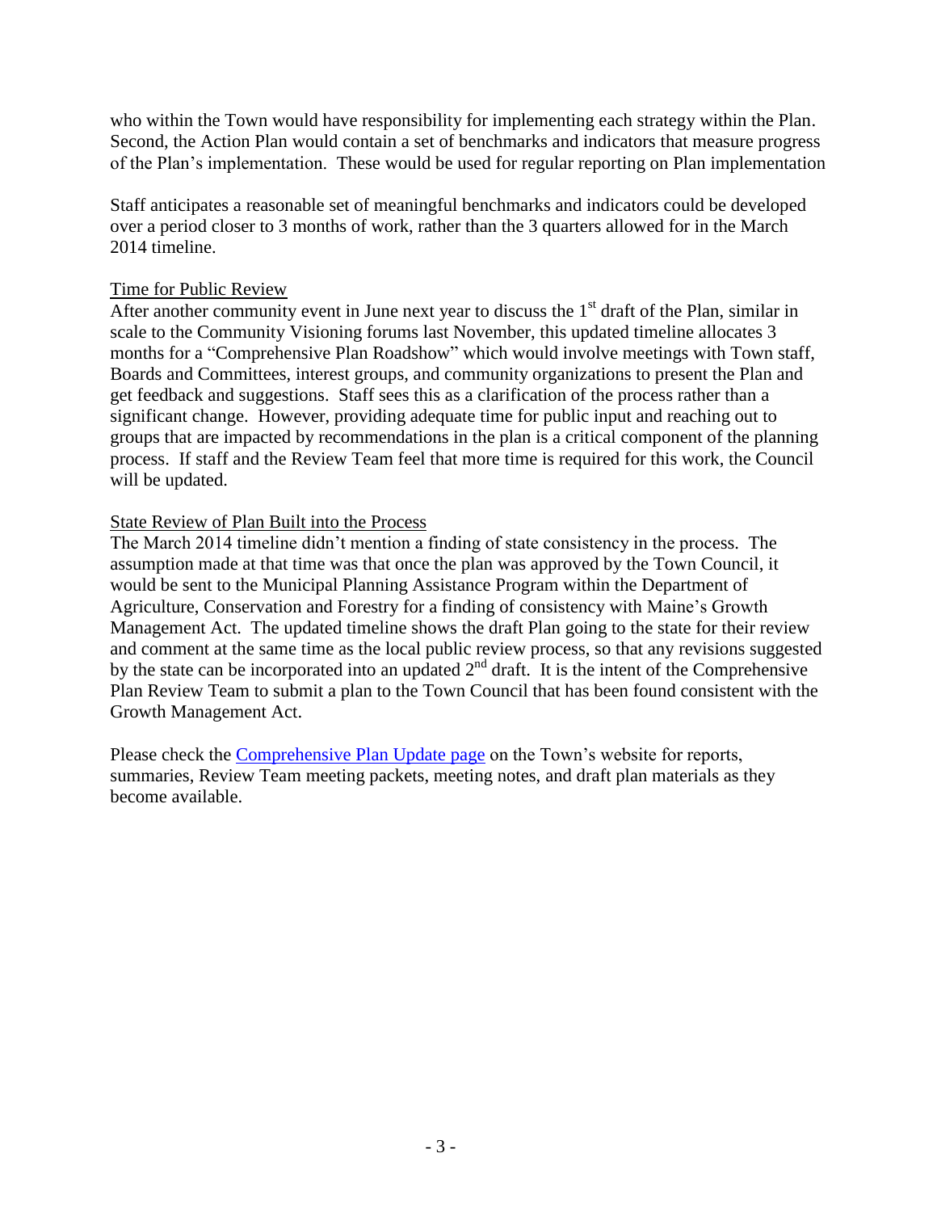who within the Town would have responsibility for implementing each strategy within the Plan. Second, the Action Plan would contain a set of benchmarks and indicators that measure progress of the Plan's implementation. These would be used for regular reporting on Plan implementation

Staff anticipates a reasonable set of meaningful benchmarks and indicators could be developed over a period closer to 3 months of work, rather than the 3 quarters allowed for in the March 2014 timeline.

<u>Time for Public Review</u>

After another community event in June next year to discuss the 1st draft of the Plan, similar in scale to the Community Visioning forums last November, this updated timeline allocates 3 months for a "Comprehensive Plan Roadshow" which would involve meetings with Town staff, Boards and Committees, interest groups, and community organizations to present the Plan and get feedback and suggestions. Staff sees this as a clarification of the process rather than a significant change. However, providing adequate time for public input and reaching out to groups that are impacted by recommendations in the plan is a critical component of the planning process. If staff and the Review Team feel that more time is required for this work, the Council will be updated.

<u>State Review of Plan Built into the Process</u>

The March 2014 timeline didn't mention a finding of state consistency in the process. The assumption made at that time was that once the plan was approved by the Town Council, it would be sent to the Municipal Planning Assistance Program within the Department of Agriculture, Conservation and Forestry for a finding of consistency with Maine's Growth Management Act. The updated timeline shows the draft Plan going to the state for their review and comment at the same time as the local public review process, so that any revisions suggested by the state can be incorporated into an updated 2nd draft. It is the intent of the Comprehensive Plan Review Team to submit a plan to the Town Council that has been found consistent with the Growth Management Act.

Please check the [Comprehensive Plan Update page]() on the Town's website for reports, summaries, Review Team meeting packets, meeting notes, and draft plan materials as they become available.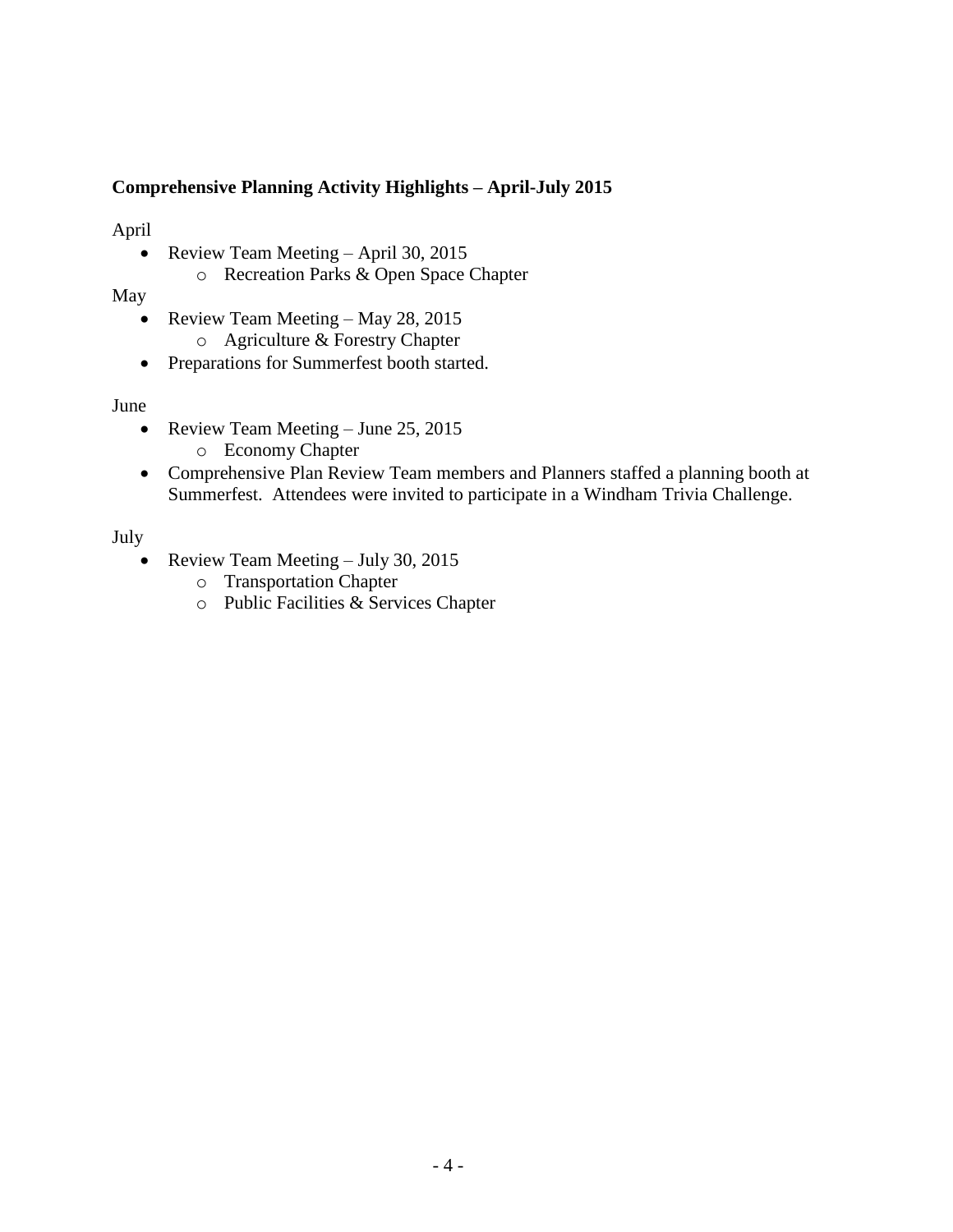**Comprehensive Planning Activity Highlights – April-July 2015**

April

- Review Team Meeting – April 30, 2015
  - Recreation Parks & Open Space Chapter

May

- Review Team Meeting – May 28, 2015
  - Agriculture & Forestry Chapter
- Preparations for Summerfest booth started.

June

- Review Team Meeting – June 25, 2015
  - Economy Chapter
- Comprehensive Plan Review Team members and Planners staffed a planning booth at Summerfest. Attendees were invited to participate in a Windham Trivia Challenge.

July

- Review Team Meeting – July 30, 2015
  - Transportation Chapter
  - Public Facilities & Services Chapter